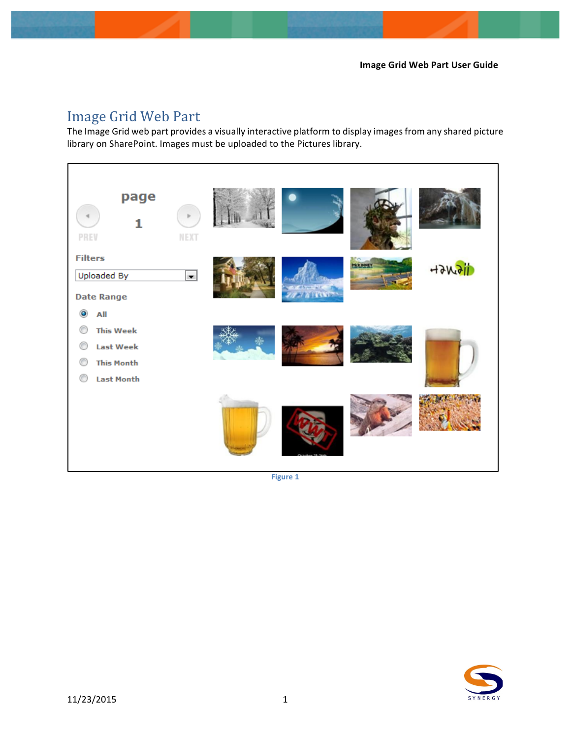# Image Grid Web Part

The Image Grid web part provides a visually interactive platform to display images from any shared picture library on SharePoint. Images must be uploaded to the Pictures library.

Figure 1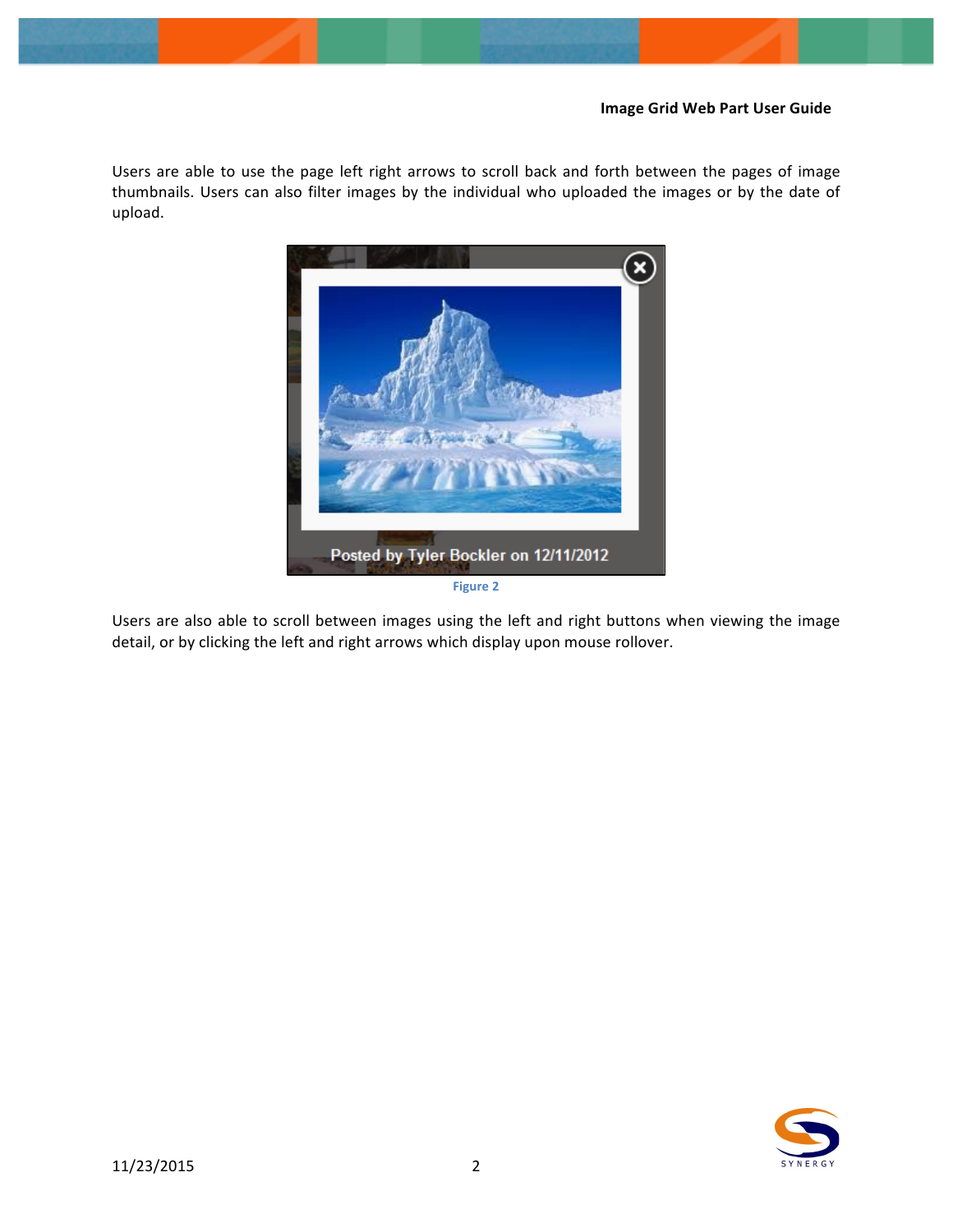Users are able to use the page left right arrows to scroll back and forth between the pages of image thumbnails. Users can also filter images by the individual who uploaded the images or by the date of upload.

Figure 2

Users are also able to scroll between images using the left and right buttons when viewing the image detail, or by clicking the left and right arrows which display upon mouse rollover.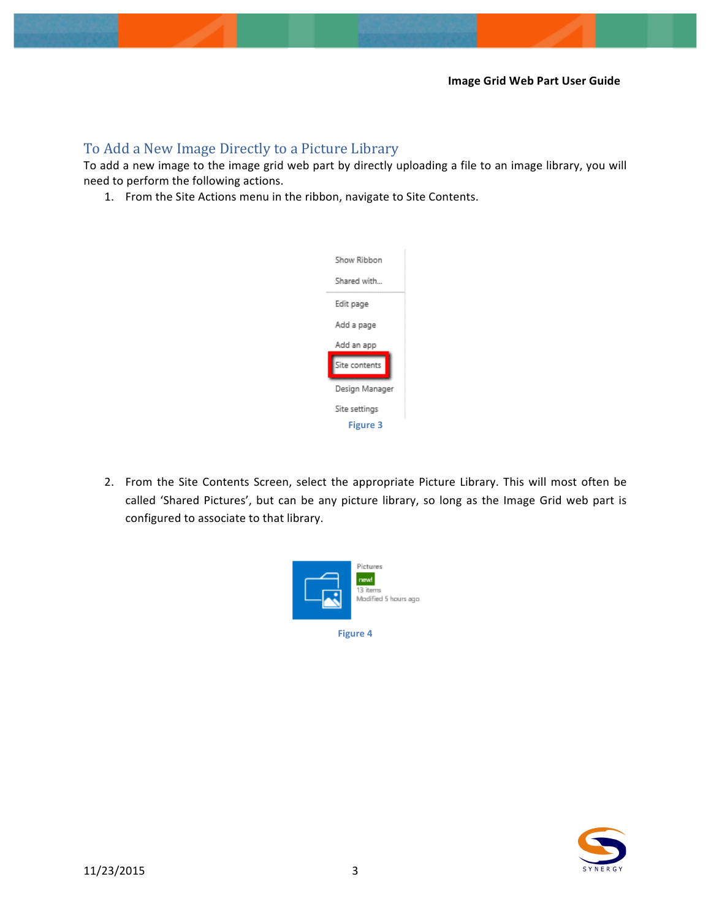## To Add a New Image Directly to a Picture Library

To add a new image to the image grid web part by directly uploading a file to an image library, you will need to perform the following actions.

1. From the Site Actions menu in the ribbon, navigate to Site Contents.

Figure 3

2. From the Site Contents Screen, select the appropriate Picture Library. This will most often be called 'Shared Pictures', but can be any picture library, so long as the Image Grid web part is configured to associate to that library.

Figure 4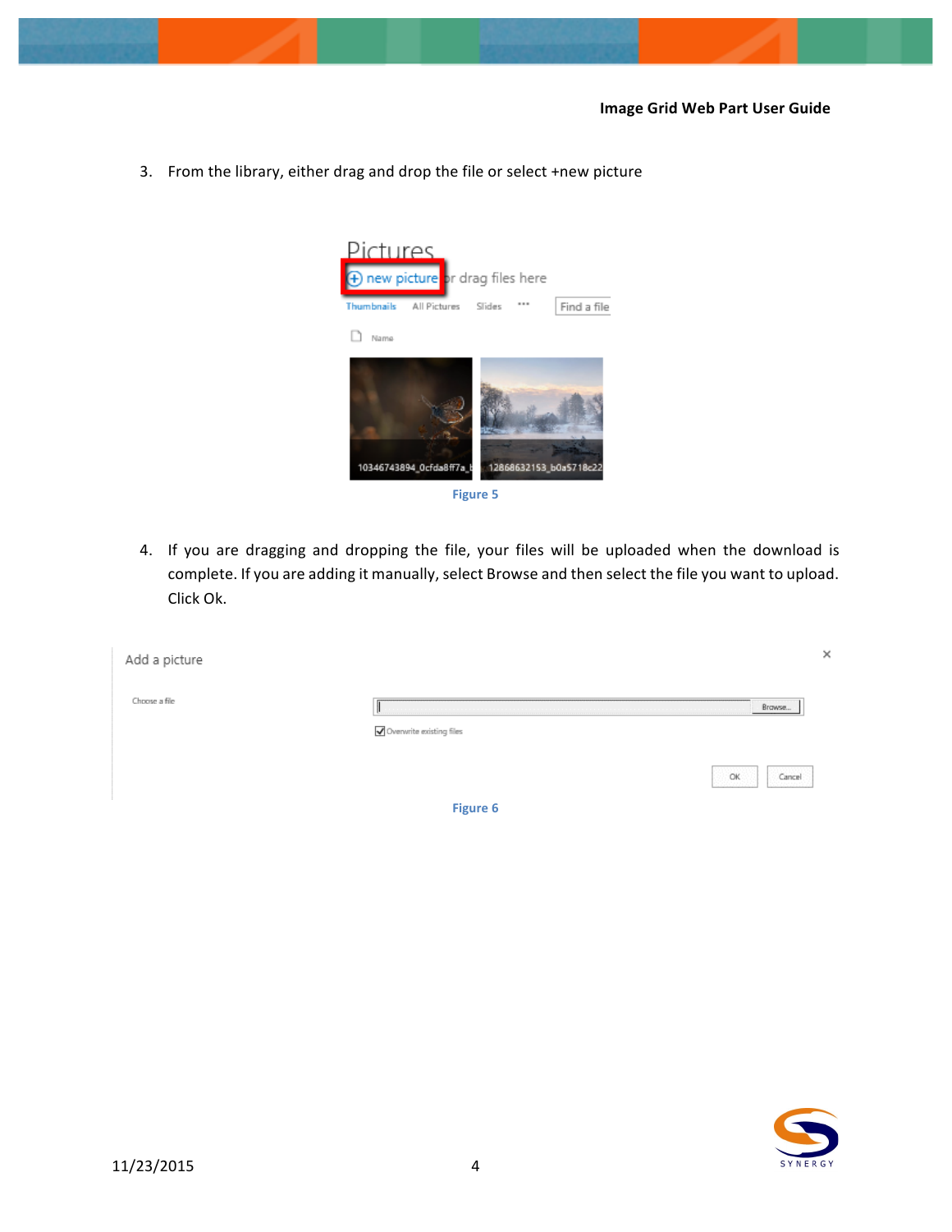3. From the library, either drag and drop the file or select +new picture

Figure 5

4. If you are dragging and dropping the file, your files will be uploaded when the download is complete. If you are adding it manually, select Browse and then select the file you want to upload. Click Ok.

Figure 6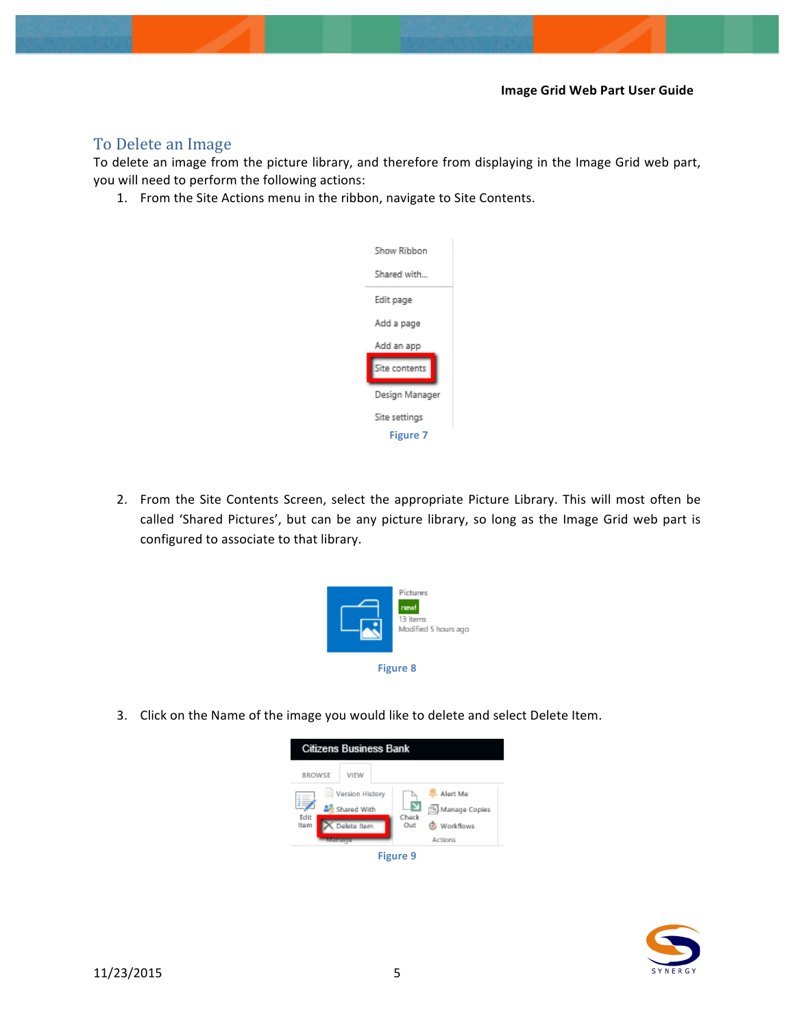## To Delete an Image

To delete an image from the picture library, and therefore from displaying in the Image Grid web part, you will need to perform the following actions:

1. From the Site Actions menu in the ribbon, navigate to Site Contents.

Figure 7

2. From the Site Contents Screen, select the appropriate Picture Library. This will most often be called 'Shared Pictures', but can be any picture library, so long as the Image Grid web part is configured to associate to that library.

Figure 8

3. Click on the Name of the image you would like to delete and select Delete Item.

Figure 9

11/23/2015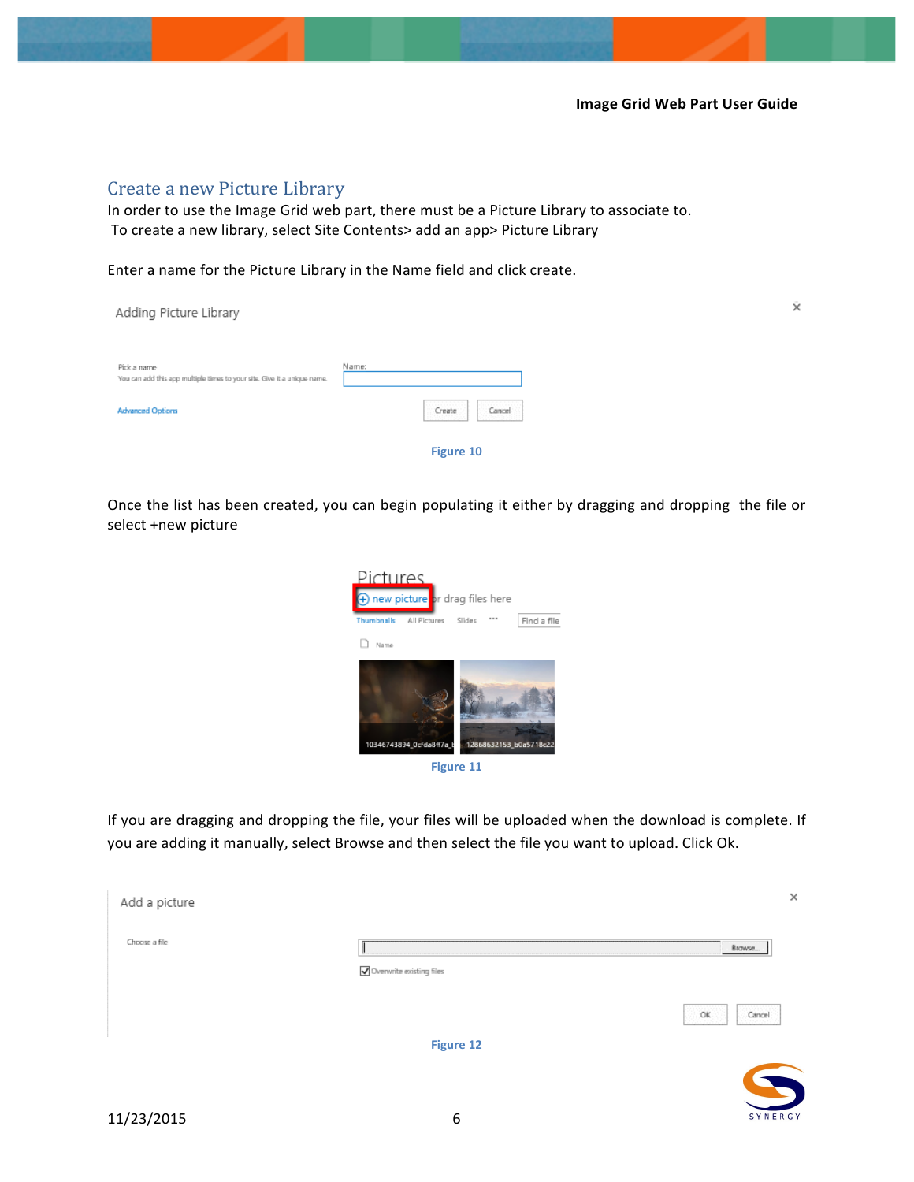## Create a new Picture Library

In order to use the Image Grid web part, there must be a Picture Library to associate to.
To create a new library, select Site Contents> add an app> Picture Library

Enter a name for the Picture Library in the Name field and click create.

Figure 10

Once the list has been created, you can begin populating it either by dragging and dropping the file or select +new picture

Figure 11

If you are dragging and dropping the file, your files will be uploaded when the download is complete. If you are adding it manually, select Browse and then select the file you want to upload. Click Ok.

Figure 12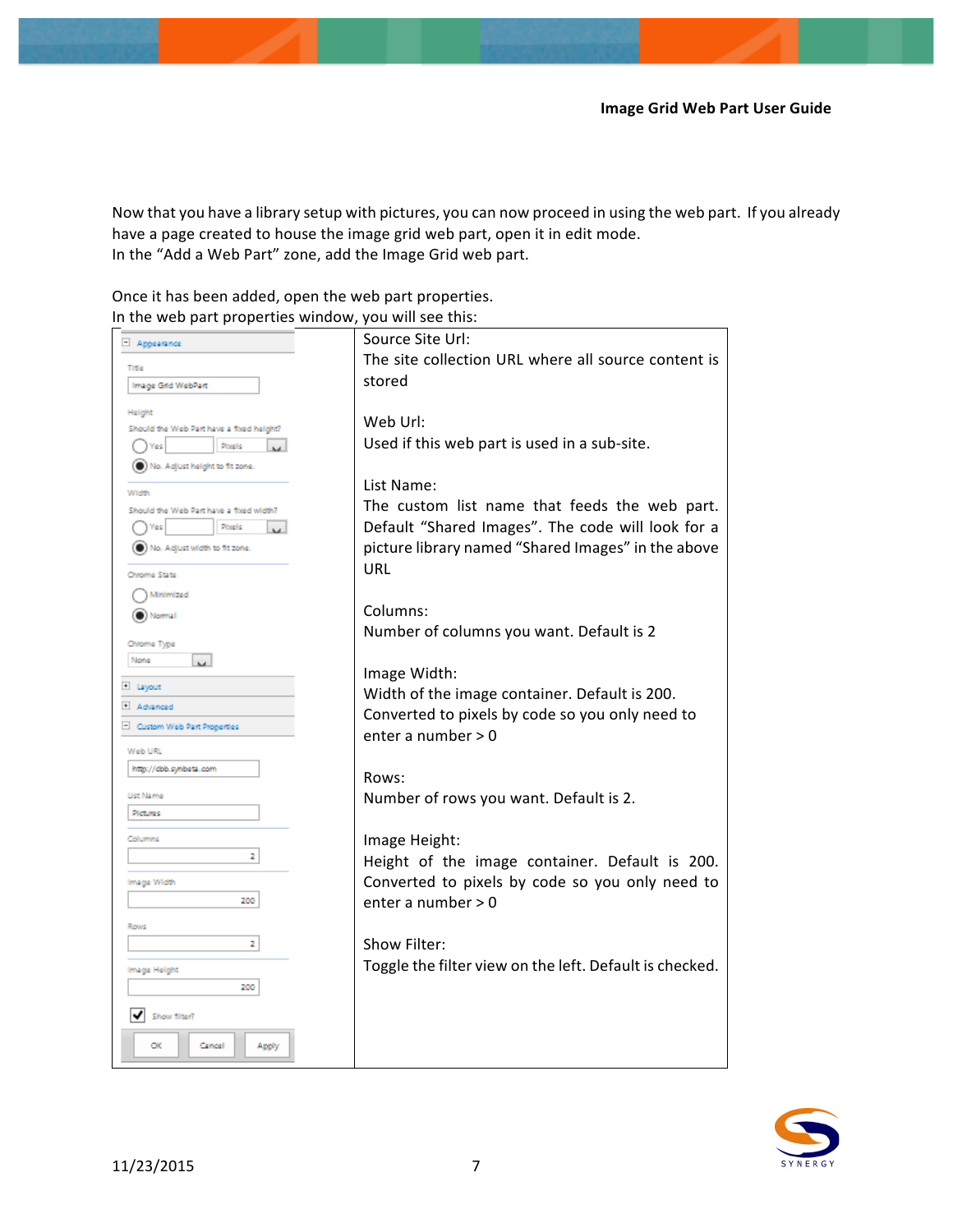Now that you have a library setup with pictures, you can now proceed in using the web part. If you already have a page created to house the image grid web part, open it in edit mode.
In the "Add a Web Part" zone, add the Image Grid web part.

Once it has been added, open the web part properties.
In the web part properties window, you will see this:

Source Site Url:
The site collection URL where all source content is stored

Web Url:
Used if this web part is used in a sub-site.

List Name:
The custom list name that feeds the web part. Default "Shared Images". The code will look for a picture library named "Shared Images" in the above URL

Columns:
Number of columns you want. Default is 2

Image Width:
Width of the image container. Default is 200. Converted to pixels by code so you only need to enter a number > 0

Rows:
Number of rows you want. Default is 2.

Image Height:
Height of the image container. Default is 200. Converted to pixels by code so you only need to enter a number > 0

Show Filter:
Toggle the filter view on the left. Default is checked.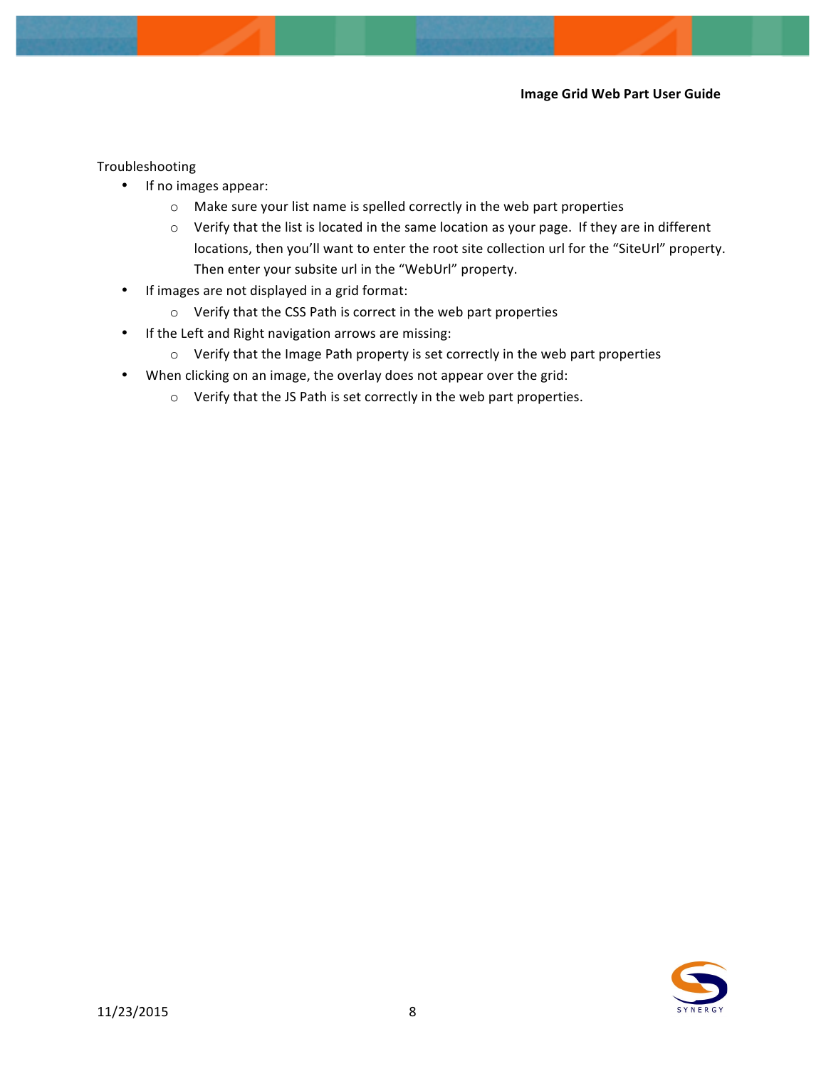Troubleshooting

- If no images appear:
  - Make sure your list name is spelled correctly in the web part properties
  - Verify that the list is located in the same location as your page. If they are in different locations, then you'll want to enter the root site collection url for the "SiteUrl" property. Then enter your subsite url in the "WebUrl" property.
- If images are not displayed in a grid format:
  - Verify that the CSS Path is correct in the web part properties
- If the Left and Right navigation arrows are missing:
  - Verify that the Image Path property is set correctly in the web part properties
- When clicking on an image, the overlay does not appear over the grid:
  - Verify that the JS Path is set correctly in the web part properties.